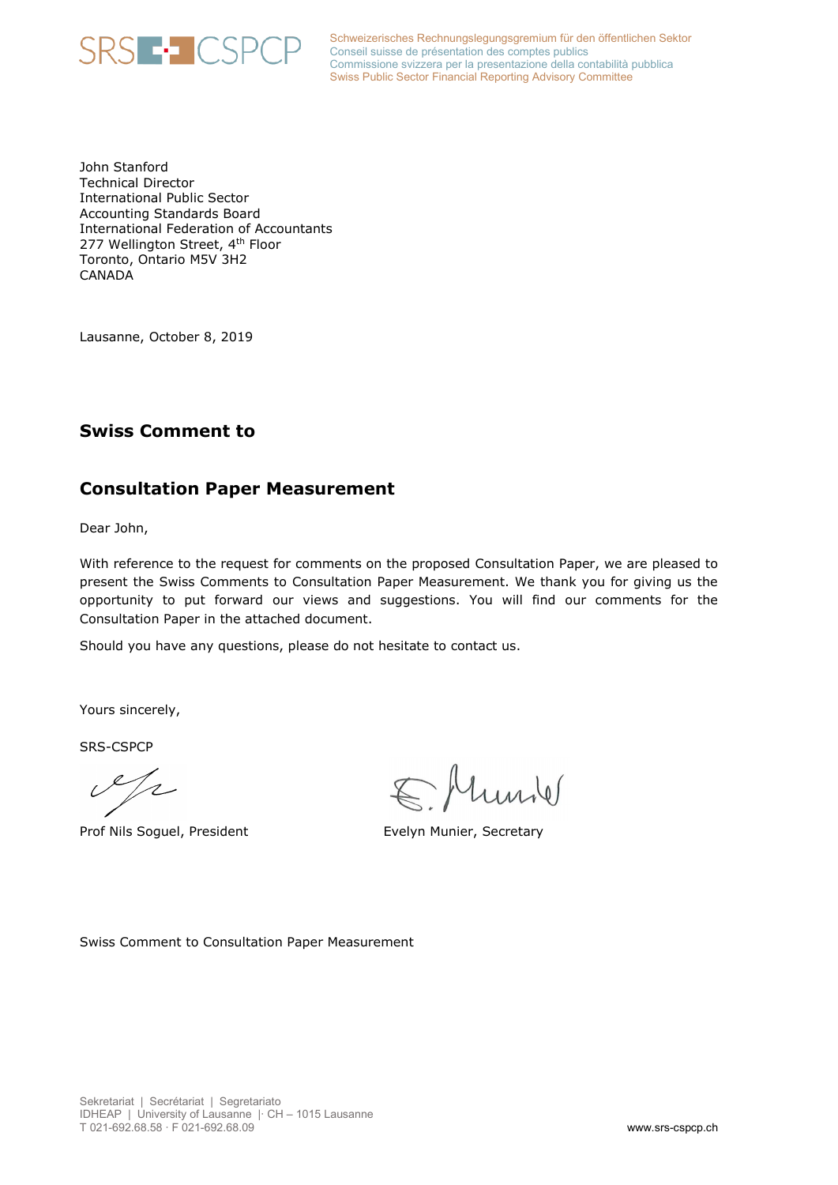SRS CSPCP

Schweizerisches Rechnungslegungsgremium für den öffentlichen Sektor
Conseil suisse de présentation des comptes publics
Commissione svizzera per la presentazione della contabilità pubblica
Swiss Public Sector Financial Reporting Advisory Committee

John Stanford
Technical Director
International Public Sector
Accounting Standards Board
International Federation of Accountants
277 Wellington Street, 4th Floor
Toronto, Ontario M5V 3H2
CANADA

Lausanne, October 8, 2019

## Swiss Comment to

## Consultation Paper Measurement

Dear John,

With reference to the request for comments on the proposed Consultation Paper, we are pleased to present the Swiss Comments to Consultation Paper Measurement. We thank you for giving us the opportunity to put forward our views and suggestions. You will find our comments for the Consultation Paper in the attached document.

Should you have any questions, please do not hesitate to contact us.

Yours sincerely,

SRS-CSPCP

Prof Nils Soguel, President

Evelyn Munier, Secretary

Swiss Comment to Consultation Paper Measurement

Sekretariat | Secrétariat | Segretariato
IDHEAP | University of Lausanne | CH – 1015 Lausanne
T 021-692.68.58 · F 021-692.68.09

www.srs-cspcp.ch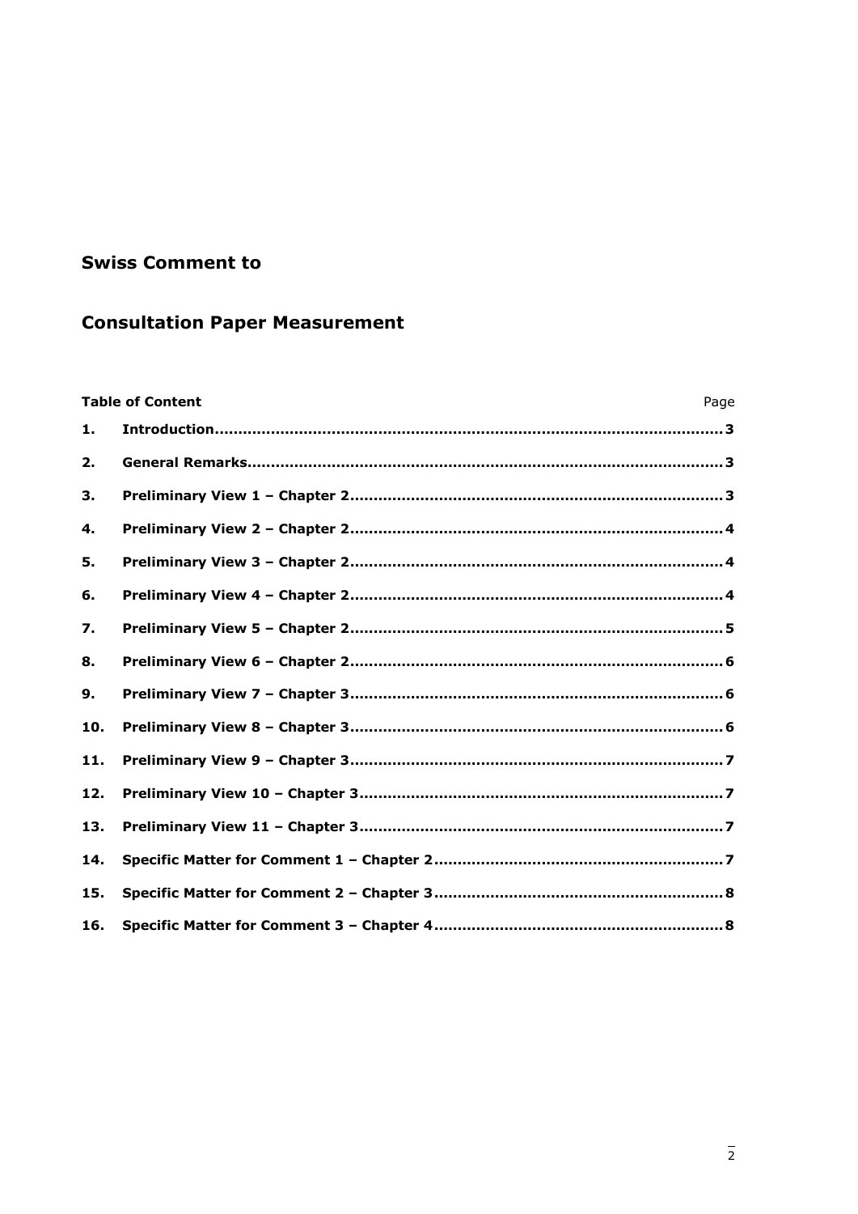# Swiss Comment to

# Consultation Paper Measurement

| Table of Content | | Page |
|---|---|---|
| **1.** | **Introduction** | **3** |
| **2.** | **General Remarks** | **3** |
| **3.** | **Preliminary View 1 – Chapter 2** | **3** |
| **4.** | **Preliminary View 2 – Chapter 2** | **4** |
| **5.** | **Preliminary View 3 – Chapter 2** | **4** |
| **6.** | **Preliminary View 4 – Chapter 2** | **4** |
| **7.** | **Preliminary View 5 – Chapter 2** | **5** |
| **8.** | **Preliminary View 6 – Chapter 2** | **6** |
| **9.** | **Preliminary View 7 – Chapter 3** | **6** |
| **10.** | **Preliminary View 8 – Chapter 3** | **6** |
| **11.** | **Preliminary View 9 – Chapter 3** | **7** |
| **12.** | **Preliminary View 10 – Chapter 3** | **7** |
| **13.** | **Preliminary View 11 – Chapter 3** | **7** |
| **14.** | **Specific Matter for Comment 1 – Chapter 2** | **7** |
| **15.** | **Specific Matter for Comment 2 – Chapter 3** | **8** |
| **16.** | **Specific Matter for Comment 3 – Chapter 4** | **8** |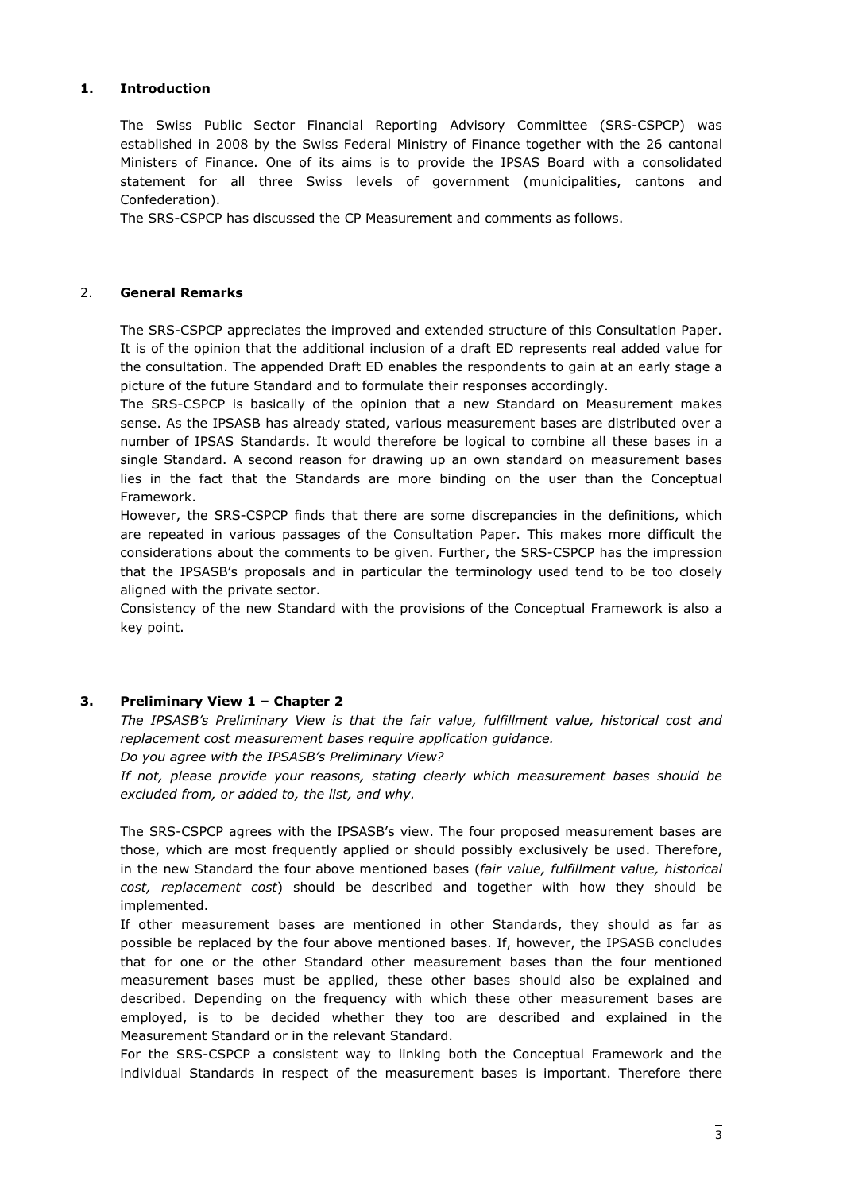## 1. Introduction

The Swiss Public Sector Financial Reporting Advisory Committee (SRS-CSPCP) was established in 2008 by the Swiss Federal Ministry of Finance together with the 26 cantonal Ministers of Finance. One of its aims is to provide the IPSAS Board with a consolidated statement for all three Swiss levels of government (municipalities, cantons and Confederation).

The SRS-CSPCP has discussed the CP Measurement and comments as follows.

## 2. General Remarks

The SRS-CSPCP appreciates the improved and extended structure of this Consultation Paper. It is of the opinion that the additional inclusion of a draft ED represents real added value for the consultation. The appended Draft ED enables the respondents to gain at an early stage a picture of the future Standard and to formulate their responses accordingly.

The SRS-CSPCP is basically of the opinion that a new Standard on Measurement makes sense. As the IPSASB has already stated, various measurement bases are distributed over a number of IPSAS Standards. It would therefore be logical to combine all these bases in a single Standard. A second reason for drawing up an own standard on measurement bases lies in the fact that the Standards are more binding on the user than the Conceptual Framework.

However, the SRS-CSPCP finds that there are some discrepancies in the definitions, which are repeated in various passages of the Consultation Paper. This makes more difficult the considerations about the comments to be given. Further, the SRS-CSPCP has the impression that the IPSASB's proposals and in particular the terminology used tend to be too closely aligned with the private sector.

Consistency of the new Standard with the provisions of the Conceptual Framework is also a key point.

## 3. Preliminary View 1 – Chapter 2

*The IPSASB's Preliminary View is that the fair value, fulfillment value, historical cost and replacement cost measurement bases require application guidance.*

*Do you agree with the IPSASB's Preliminary View?*

*If not, please provide your reasons, stating clearly which measurement bases should be excluded from, or added to, the list, and why.*

The SRS-CSPCP agrees with the IPSASB's view. The four proposed measurement bases are those, which are most frequently applied or should possibly exclusively be used. Therefore, in the new Standard the four above mentioned bases (*fair value, fulfillment value, historical cost, replacement cost*) should be described and together with how they should be implemented.

If other measurement bases are mentioned in other Standards, they should as far as possible be replaced by the four above mentioned bases. If, however, the IPSASB concludes that for one or the other Standard other measurement bases than the four mentioned measurement bases must be applied, these other bases should also be explained and described. Depending on the frequency with which these other measurement bases are employed, is to be decided whether they too are described and explained in the Measurement Standard or in the relevant Standard.

For the SRS-CSPCP a consistent way to linking both the Conceptual Framework and the individual Standards in respect of the measurement bases is important. Therefore there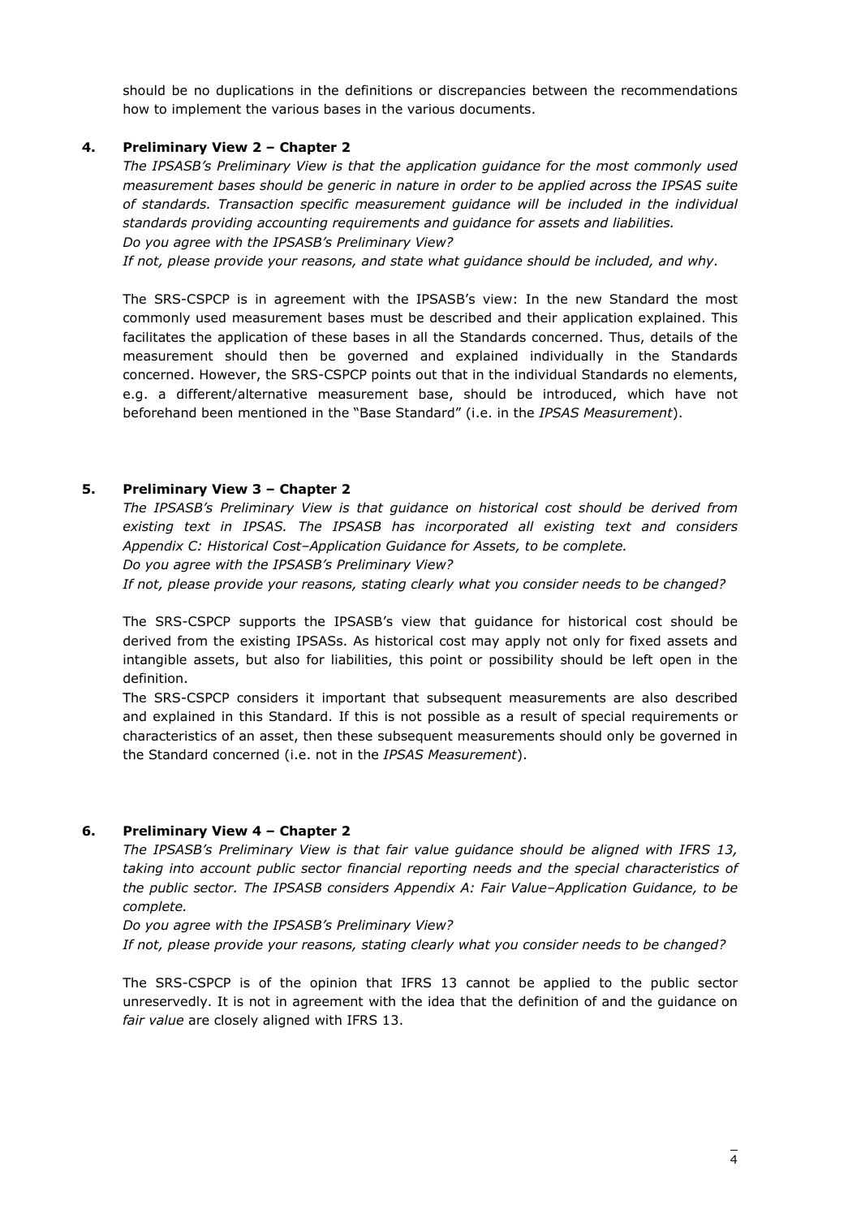should be no duplications in the definitions or discrepancies between the recommendations how to implement the various bases in the various documents.

### 4. Preliminary View 2 – Chapter 2

*The IPSASB's Preliminary View is that the application guidance for the most commonly used measurement bases should be generic in nature in order to be applied across the IPSAS suite of standards. Transaction specific measurement guidance will be included in the individual standards providing accounting requirements and guidance for assets and liabilities.*
*Do you agree with the IPSASB's Preliminary View?*
*If not, please provide your reasons, and state what guidance should be included, and why.*

The SRS-CSPCP is in agreement with the IPSASB's view: In the new Standard the most commonly used measurement bases must be described and their application explained. This facilitates the application of these bases in all the Standards concerned. Thus, details of the measurement should then be governed and explained individually in the Standards concerned. However, the SRS-CSPCP points out that in the individual Standards no elements, e.g. a different/alternative measurement base, should be introduced, which have not beforehand been mentioned in the "Base Standard" (i.e. in the *IPSAS Measurement*).

### 5. Preliminary View 3 – Chapter 2

*The IPSASB's Preliminary View is that guidance on historical cost should be derived from existing text in IPSAS. The IPSASB has incorporated all existing text and considers Appendix C: Historical Cost–Application Guidance for Assets, to be complete.*
*Do you agree with the IPSASB's Preliminary View?*
*If not, please provide your reasons, stating clearly what you consider needs to be changed?*

The SRS-CSPCP supports the IPSASB's view that guidance for historical cost should be derived from the existing IPSASs. As historical cost may apply not only for fixed assets and intangible assets, but also for liabilities, this point or possibility should be left open in the definition.

The SRS-CSPCP considers it important that subsequent measurements are also described and explained in this Standard. If this is not possible as a result of special requirements or characteristics of an asset, then these subsequent measurements should only be governed in the Standard concerned (i.e. not in the *IPSAS Measurement*).

### 6. Preliminary View 4 – Chapter 2

*The IPSASB's Preliminary View is that fair value guidance should be aligned with IFRS 13, taking into account public sector financial reporting needs and the special characteristics of the public sector. The IPSASB considers Appendix A: Fair Value–Application Guidance, to be complete.*
*Do you agree with the IPSASB's Preliminary View?*
*If not, please provide your reasons, stating clearly what you consider needs to be changed?*

The SRS-CSPCP is of the opinion that IFRS 13 cannot be applied to the public sector unreservedly. It is not in agreement with the idea that the definition of and the guidance on *fair value* are closely aligned with IFRS 13.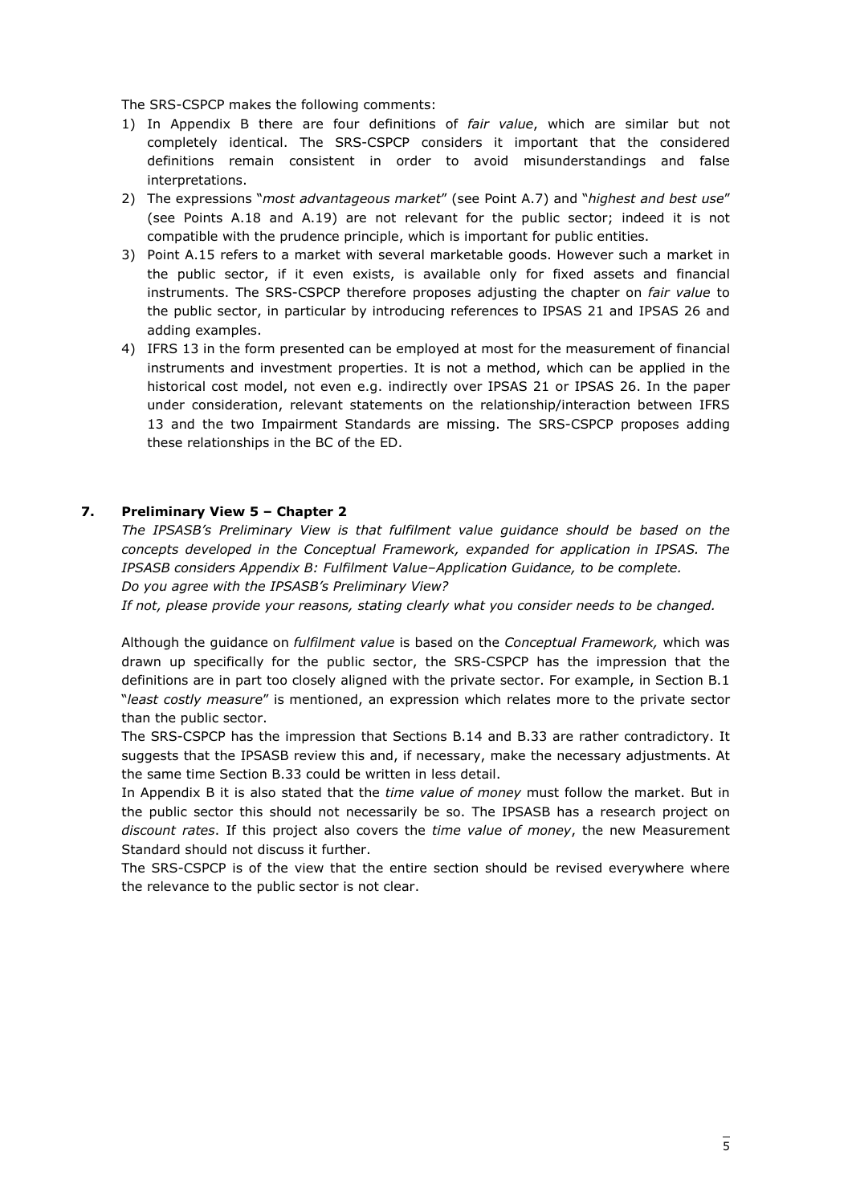The SRS-CSPCP makes the following comments:

1) In Appendix B there are four definitions of *fair value*, which are similar but not completely identical. The SRS-CSPCP considers it important that the considered definitions remain consistent in order to avoid misunderstandings and false interpretations.
2) The expressions "*most advantageous market*" (see Point A.7) and "*highest and best use*" (see Points A.18 and A.19) are not relevant for the public sector; indeed it is not compatible with the prudence principle, which is important for public entities.
3) Point A.15 refers to a market with several marketable goods. However such a market in the public sector, if it even exists, is available only for fixed assets and financial instruments. The SRS-CSPCP therefore proposes adjusting the chapter on *fair value* to the public sector, in particular by introducing references to IPSAS 21 and IPSAS 26 and adding examples.
4) IFRS 13 in the form presented can be employed at most for the measurement of financial instruments and investment properties. It is not a method, which can be applied in the historical cost model, not even e.g. indirectly over IPSAS 21 or IPSAS 26. In the paper under consideration, relevant statements on the relationship/interaction between IFRS 13 and the two Impairment Standards are missing. The SRS-CSPCP proposes adding these relationships in the BC of the ED.

## 7. Preliminary View 5 – Chapter 2

*The IPSASB's Preliminary View is that fulfilment value guidance should be based on the concepts developed in the Conceptual Framework, expanded for application in IPSAS. The IPSASB considers Appendix B: Fulfilment Value–Application Guidance, to be complete.*
*Do you agree with the IPSASB's Preliminary View?*
*If not, please provide your reasons, stating clearly what you consider needs to be changed.*

Although the guidance on *fulfilment value* is based on the *Conceptual Framework,* which was drawn up specifically for the public sector, the SRS-CSPCP has the impression that the definitions are in part too closely aligned with the private sector. For example, in Section B.1 "*least costly measure*" is mentioned, an expression which relates more to the private sector than the public sector.

The SRS-CSPCP has the impression that Sections B.14 and B.33 are rather contradictory. It suggests that the IPSASB review this and, if necessary, make the necessary adjustments. At the same time Section B.33 could be written in less detail.

In Appendix B it is also stated that the *time value of money* must follow the market. But in the public sector this should not necessarily be so. The IPSASB has a research project on *discount rates*. If this project also covers the *time value of money*, the new Measurement Standard should not discuss it further.

The SRS-CSPCP is of the view that the entire section should be revised everywhere where the relevance to the public sector is not clear.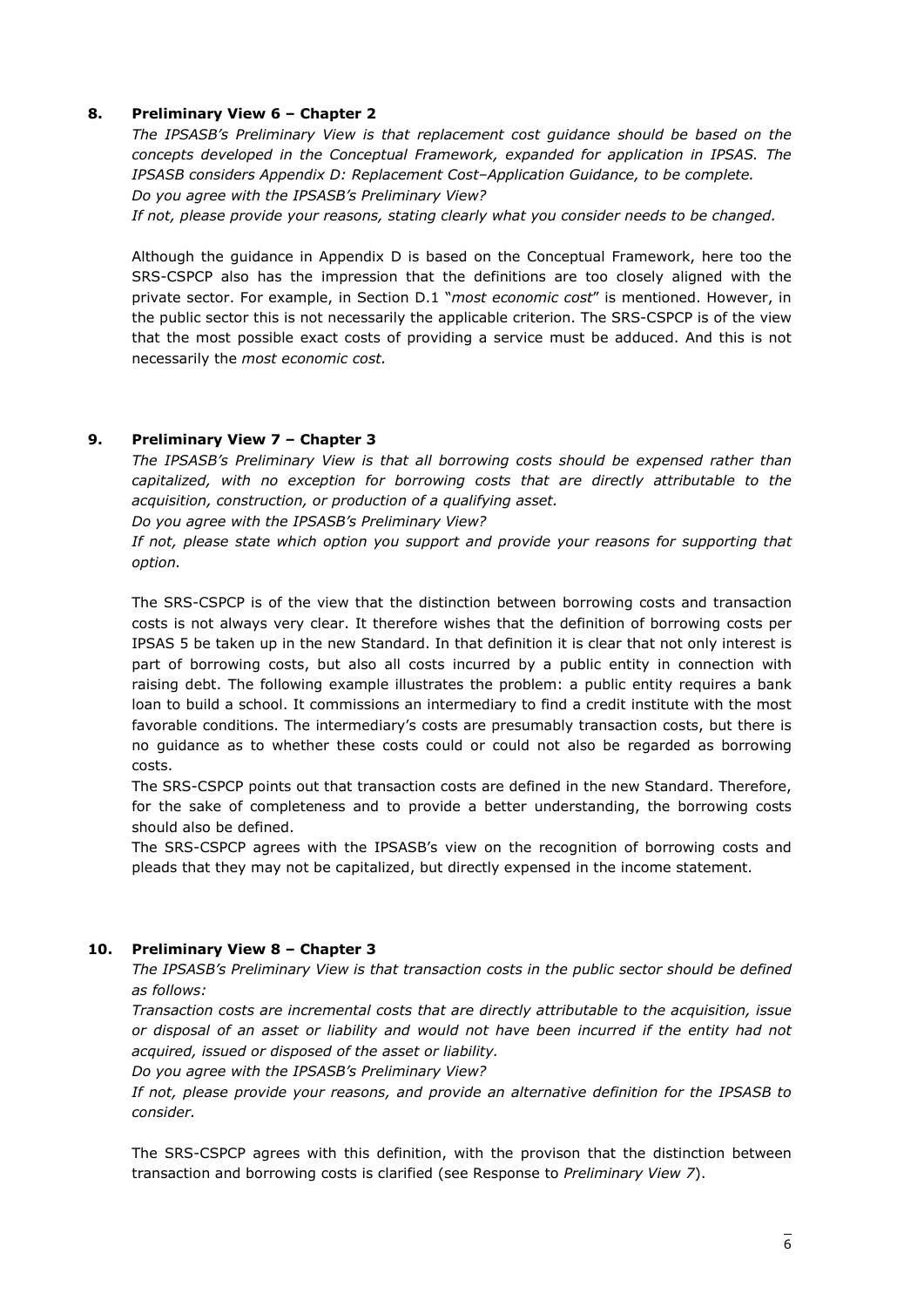## 8. Preliminary View 6 – Chapter 2

*The IPSASB's Preliminary View is that replacement cost guidance should be based on the concepts developed in the Conceptual Framework, expanded for application in IPSAS. The IPSASB considers Appendix D: Replacement Cost–Application Guidance, to be complete.*
*Do you agree with the IPSASB's Preliminary View?*
*If not, please provide your reasons, stating clearly what you consider needs to be changed.*

Although the guidance in Appendix D is based on the Conceptual Framework, here too the SRS-CSPCP also has the impression that the definitions are too closely aligned with the private sector. For example, in Section D.1 "*most economic cost*" is mentioned. However, in the public sector this is not necessarily the applicable criterion. The SRS-CSPCP is of the view that the most possible exact costs of providing a service must be adduced. And this is not necessarily the *most economic cost.*

## 9. Preliminary View 7 – Chapter 3

*The IPSASB's Preliminary View is that all borrowing costs should be expensed rather than capitalized, with no exception for borrowing costs that are directly attributable to the acquisition, construction, or production of a qualifying asset.*
*Do you agree with the IPSASB's Preliminary View?*
*If not, please state which option you support and provide your reasons for supporting that option.*

The SRS-CSPCP is of the view that the distinction between borrowing costs and transaction costs is not always very clear. It therefore wishes that the definition of borrowing costs per IPSAS 5 be taken up in the new Standard. In that definition it is clear that not only interest is part of borrowing costs, but also all costs incurred by a public entity in connection with raising debt. The following example illustrates the problem: a public entity requires a bank loan to build a school. It commissions an intermediary to find a credit institute with the most favorable conditions. The intermediary's costs are presumably transaction costs, but there is no guidance as to whether these costs could or could not also be regarded as borrowing costs.
The SRS-CSPCP points out that transaction costs are defined in the new Standard. Therefore, for the sake of completeness and to provide a better understanding, the borrowing costs should also be defined.
The SRS-CSPCP agrees with the IPSASB's view on the recognition of borrowing costs and pleads that they may not be capitalized, but directly expensed in the income statement.

## 10. Preliminary View 8 – Chapter 3

*The IPSASB's Preliminary View is that transaction costs in the public sector should be defined as follows:*
*Transaction costs are incremental costs that are directly attributable to the acquisition, issue or disposal of an asset or liability and would not have been incurred if the entity had not acquired, issued or disposed of the asset or liability.*
*Do you agree with the IPSASB's Preliminary View?*
*If not, please provide your reasons, and provide an alternative definition for the IPSASB to consider.*

The SRS-CSPCP agrees with this definition, with the provison that the distinction between transaction and borrowing costs is clarified (see Response to *Preliminary View 7*).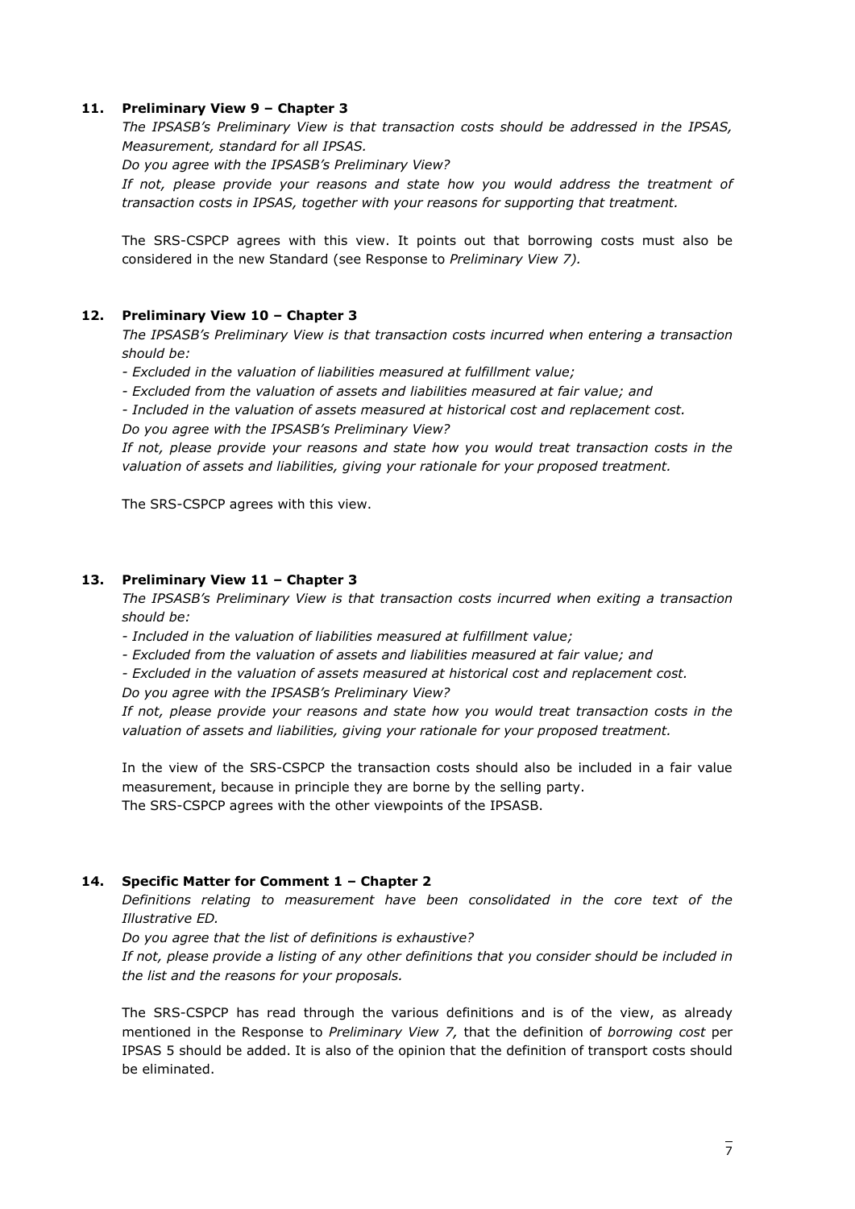## 11. Preliminary View 9 – Chapter 3

*The IPSASB's Preliminary View is that transaction costs should be addressed in the IPSAS, Measurement, standard for all IPSAS.*

*Do you agree with the IPSASB's Preliminary View?*

*If not, please provide your reasons and state how you would address the treatment of transaction costs in IPSAS, together with your reasons for supporting that treatment.*

The SRS-CSPCP agrees with this view. It points out that borrowing costs must also be considered in the new Standard (see Response to *Preliminary View 7).*

## 12. Preliminary View 10 – Chapter 3

*The IPSASB's Preliminary View is that transaction costs incurred when entering a transaction should be:*

*- Excluded in the valuation of liabilities measured at fulfillment value;*

*- Excluded from the valuation of assets and liabilities measured at fair value; and*

*- Included in the valuation of assets measured at historical cost and replacement cost.*

*Do you agree with the IPSASB's Preliminary View?*

*If not, please provide your reasons and state how you would treat transaction costs in the valuation of assets and liabilities, giving your rationale for your proposed treatment.*

The SRS-CSPCP agrees with this view.

## 13. Preliminary View 11 – Chapter 3

*The IPSASB's Preliminary View is that transaction costs incurred when exiting a transaction should be:*

*- Included in the valuation of liabilities measured at fulfillment value;*

*- Excluded from the valuation of assets and liabilities measured at fair value; and*

*- Excluded in the valuation of assets measured at historical cost and replacement cost.*

*Do you agree with the IPSASB's Preliminary View?*

*If not, please provide your reasons and state how you would treat transaction costs in the valuation of assets and liabilities, giving your rationale for your proposed treatment.*

In the view of the SRS-CSPCP the transaction costs should also be included in a fair value measurement, because in principle they are borne by the selling party.
The SRS-CSPCP agrees with the other viewpoints of the IPSASB.

## 14. Specific Matter for Comment 1 – Chapter 2

*Definitions relating to measurement have been consolidated in the core text of the Illustrative ED.*

*Do you agree that the list of definitions is exhaustive?*

*If not, please provide a listing of any other definitions that you consider should be included in the list and the reasons for your proposals.*

The SRS-CSPCP has read through the various definitions and is of the view, as already mentioned in the Response to *Preliminary View 7,* that the definition of *borrowing cost* per IPSAS 5 should be added. It is also of the opinion that the definition of transport costs should be eliminated.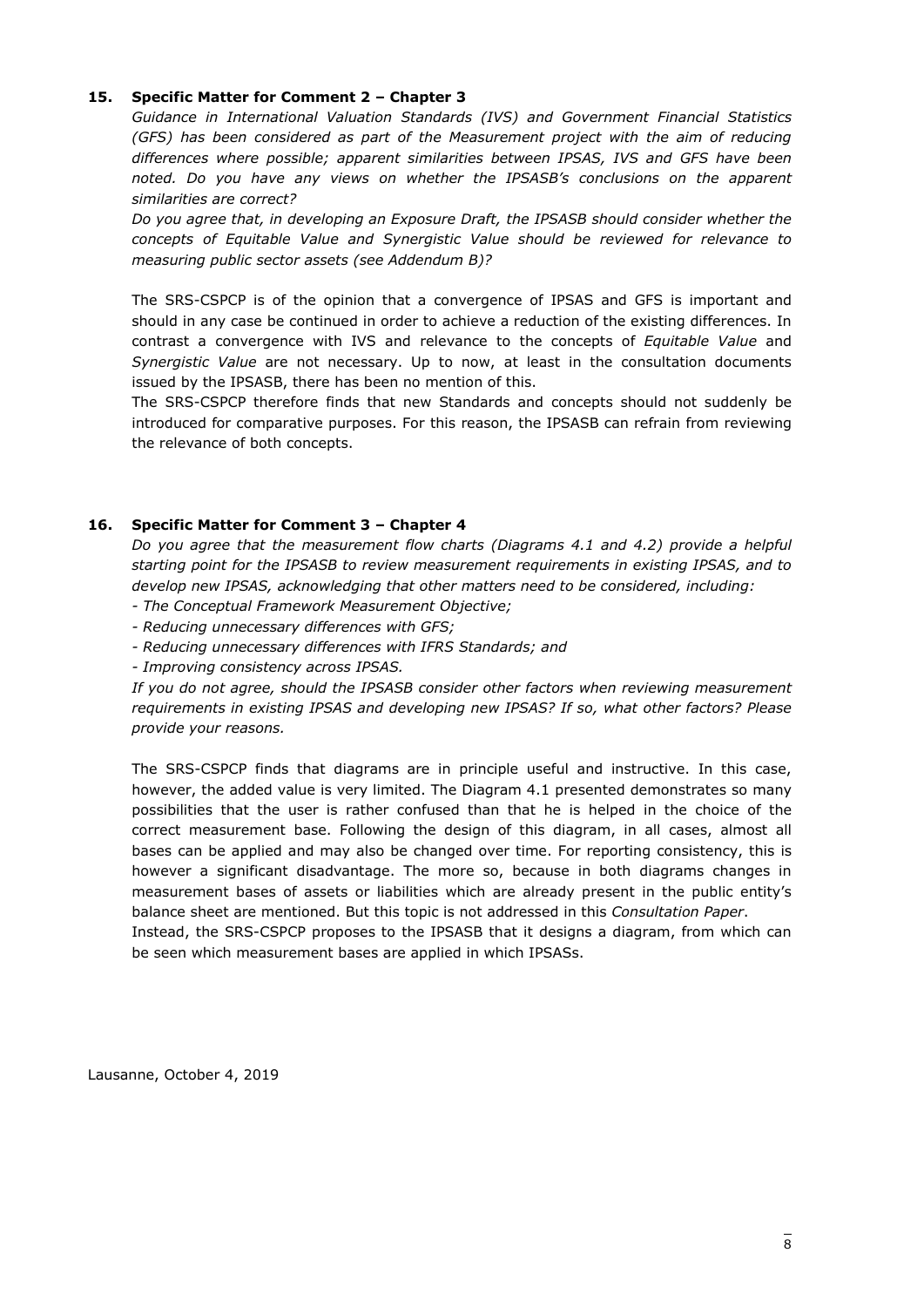**15. Specific Matter for Comment 2 – Chapter 3**

*Guidance in International Valuation Standards (IVS) and Government Financial Statistics (GFS) has been considered as part of the Measurement project with the aim of reducing differences where possible; apparent similarities between IPSAS, IVS and GFS have been noted. Do you have any views on whether the IPSASB's conclusions on the apparent similarities are correct?*

*Do you agree that, in developing an Exposure Draft, the IPSASB should consider whether the concepts of Equitable Value and Synergistic Value should be reviewed for relevance to measuring public sector assets (see Addendum B)?*

The SRS-CSPCP is of the opinion that a convergence of IPSAS and GFS is important and should in any case be continued in order to achieve a reduction of the existing differences. In contrast a convergence with IVS and relevance to the concepts of *Equitable Value* and *Synergistic Value* are not necessary. Up to now, at least in the consultation documents issued by the IPSASB, there has been no mention of this.

The SRS-CSPCP therefore finds that new Standards and concepts should not suddenly be introduced for comparative purposes. For this reason, the IPSASB can refrain from reviewing the relevance of both concepts.

**16. Specific Matter for Comment 3 – Chapter 4**

*Do you agree that the measurement flow charts (Diagrams 4.1 and 4.2) provide a helpful starting point for the IPSASB to review measurement requirements in existing IPSAS, and to develop new IPSAS, acknowledging that other matters need to be considered, including:*

*- The Conceptual Framework Measurement Objective;*

*- Reducing unnecessary differences with GFS;*

*- Reducing unnecessary differences with IFRS Standards; and*

*- Improving consistency across IPSAS.*

*If you do not agree, should the IPSASB consider other factors when reviewing measurement requirements in existing IPSAS and developing new IPSAS? If so, what other factors? Please provide your reasons.*

The SRS-CSPCP finds that diagrams are in principle useful and instructive. In this case, however, the added value is very limited. The Diagram 4.1 presented demonstrates so many possibilities that the user is rather confused than that he is helped in the choice of the correct measurement base. Following the design of this diagram, in all cases, almost all bases can be applied and may also be changed over time. For reporting consistency, this is however a significant disadvantage. The more so, because in both diagrams changes in measurement bases of assets or liabilities which are already present in the public entity's balance sheet are mentioned. But this topic is not addressed in this *Consultation Paper*.

Instead, the SRS-CSPCP proposes to the IPSASB that it designs a diagram, from which can be seen which measurement bases are applied in which IPSASs.

Lausanne, October 4, 2019